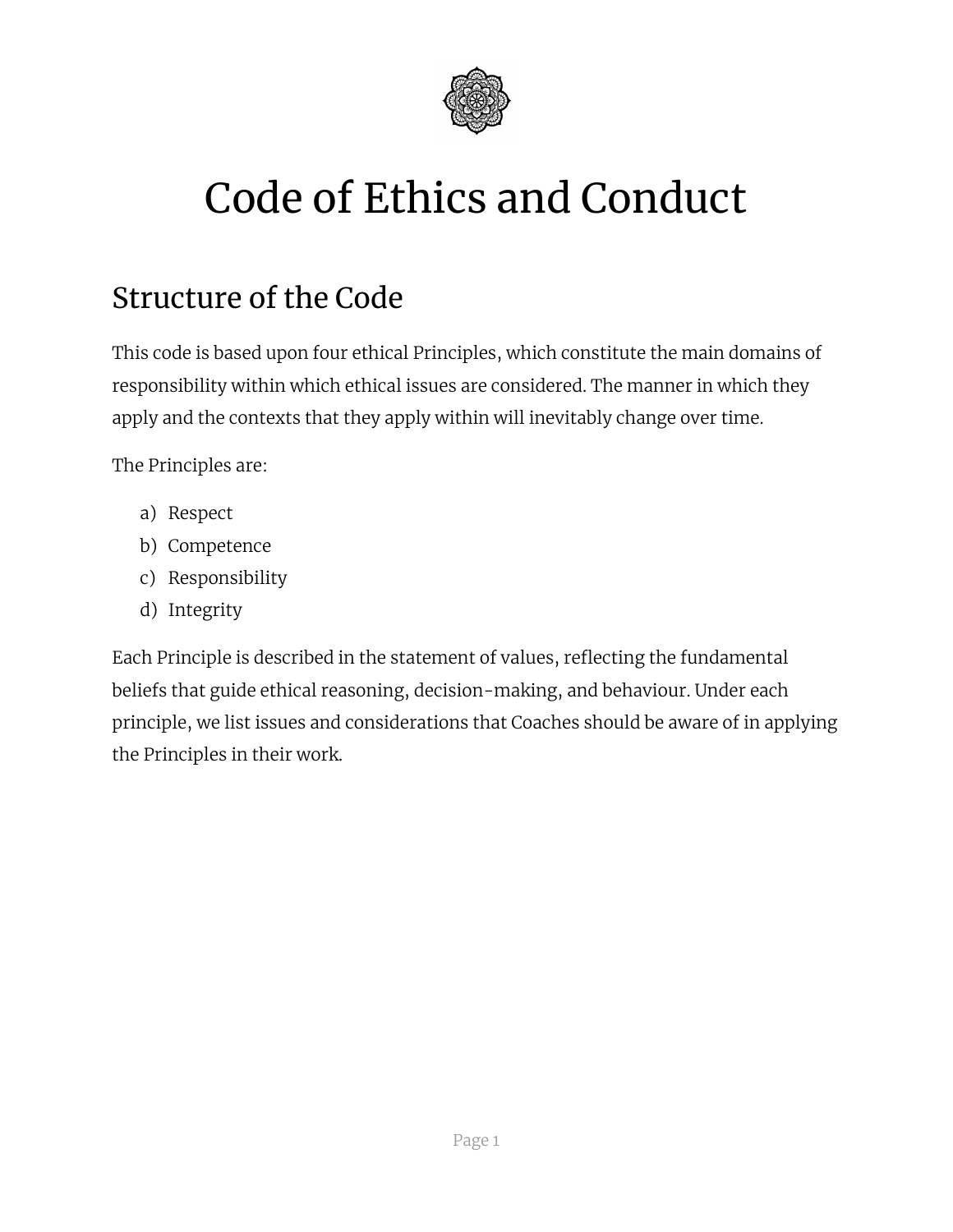# Code of Ethics and Conduct

## Structure of the Code

This code is based upon four ethical Principles, which constitute the main domains of responsibility within which ethical issues are considered. The manner in which they apply and the contexts that they apply within will inevitably change over time.

The Principles are:

a) Respect
b) Competence
c) Responsibility
d) Integrity

Each Principle is described in the statement of values, reflecting the fundamental beliefs that guide ethical reasoning, decision-making, and behaviour. Under each principle, we list issues and considerations that Coaches should be aware of in applying the Principles in their work.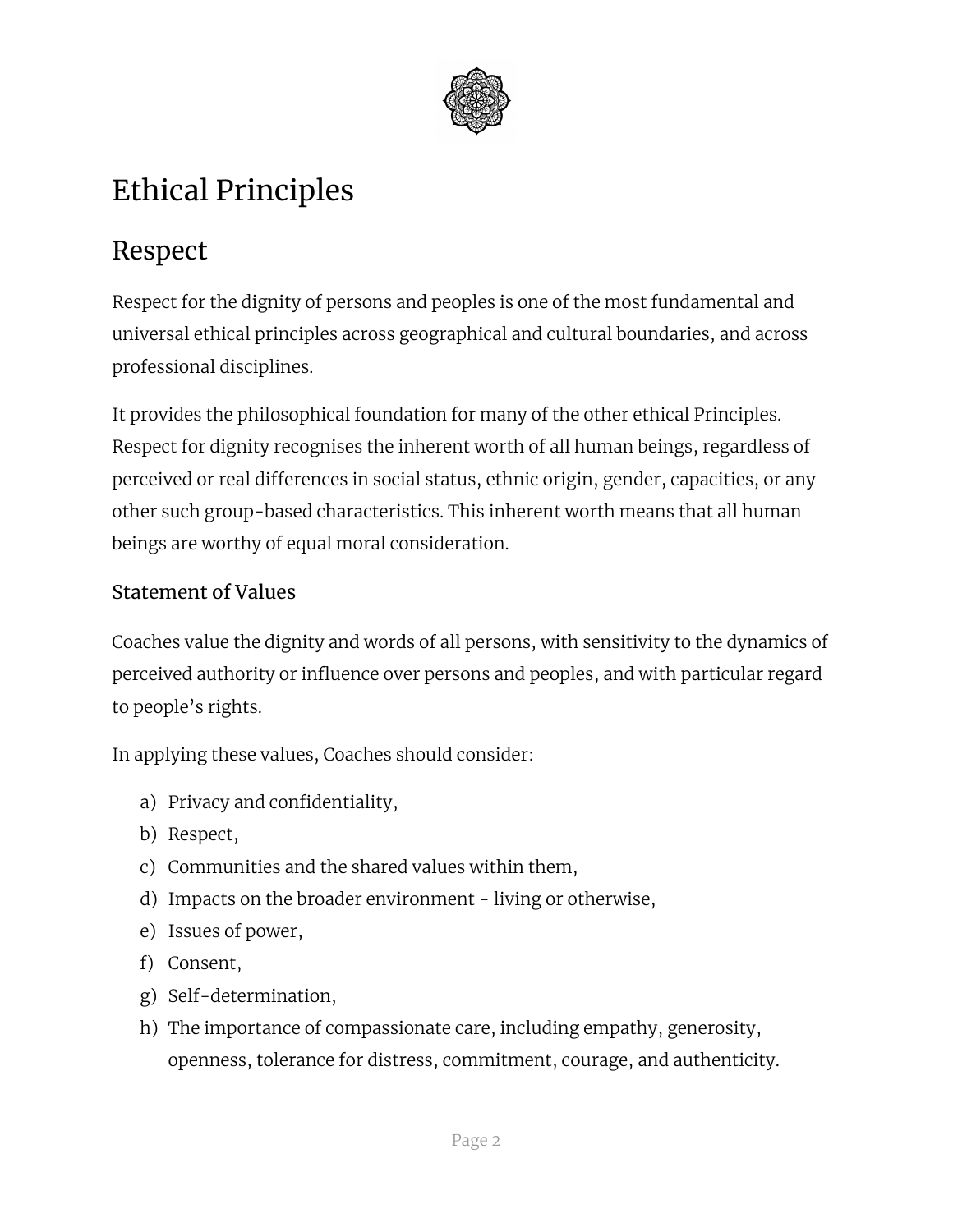# Ethical Principles

## Respect

Respect for the dignity of persons and peoples is one of the most fundamental and universal ethical principles across geographical and cultural boundaries, and across professional disciplines.

It provides the philosophical foundation for many of the other ethical Principles. Respect for dignity recognises the inherent worth of all human beings, regardless of perceived or real differences in social status, ethnic origin, gender, capacities, or any other such group-based characteristics. This inherent worth means that all human beings are worthy of equal moral consideration.

### Statement of Values

Coaches value the dignity and words of all persons, with sensitivity to the dynamics of perceived authority or influence over persons and peoples, and with particular regard to people's rights.

In applying these values, Coaches should consider:

a) Privacy and confidentiality,
b) Respect,
c) Communities and the shared values within them,
d) Impacts on the broader environment - living or otherwise,
e) Issues of power,
f) Consent,
g) Self-determination,
h) The importance of compassionate care, including empathy, generosity, openness, tolerance for distress, commitment, courage, and authenticity.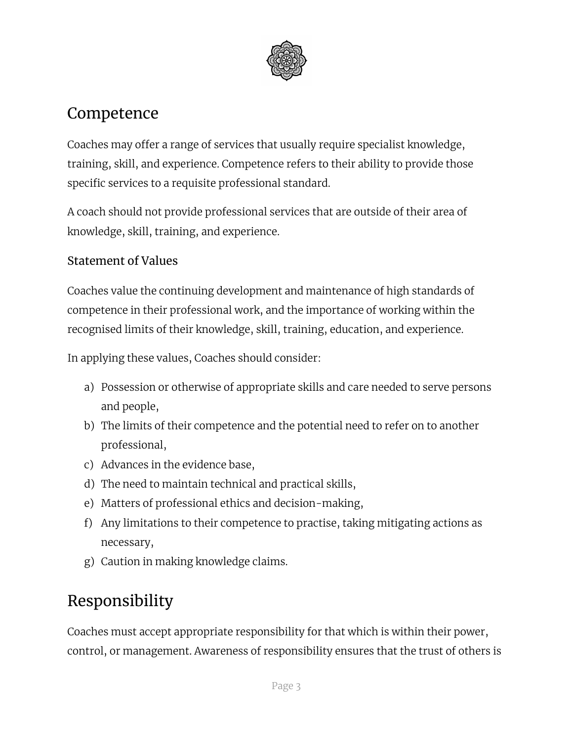## Competence

Coaches may offer a range of services that usually require specialist knowledge, training, skill, and experience. Competence refers to their ability to provide those specific services to a requisite professional standard.

A coach should not provide professional services that are outside of their area of knowledge, skill, training, and experience.

### Statement of Values

Coaches value the continuing development and maintenance of high standards of competence in their professional work, and the importance of working within the recognised limits of their knowledge, skill, training, education, and experience.

In applying these values, Coaches should consider:

a) Possession or otherwise of appropriate skills and care needed to serve persons and people,
b) The limits of their competence and the potential need to refer on to another professional,
c) Advances in the evidence base,
d) The need to maintain technical and practical skills,
e) Matters of professional ethics and decision-making,
f) Any limitations to their competence to practise, taking mitigating actions as necessary,
g) Caution in making knowledge claims.

## Responsibility

Coaches must accept appropriate responsibility for that which is within their power, control, or management. Awareness of responsibility ensures that the trust of others is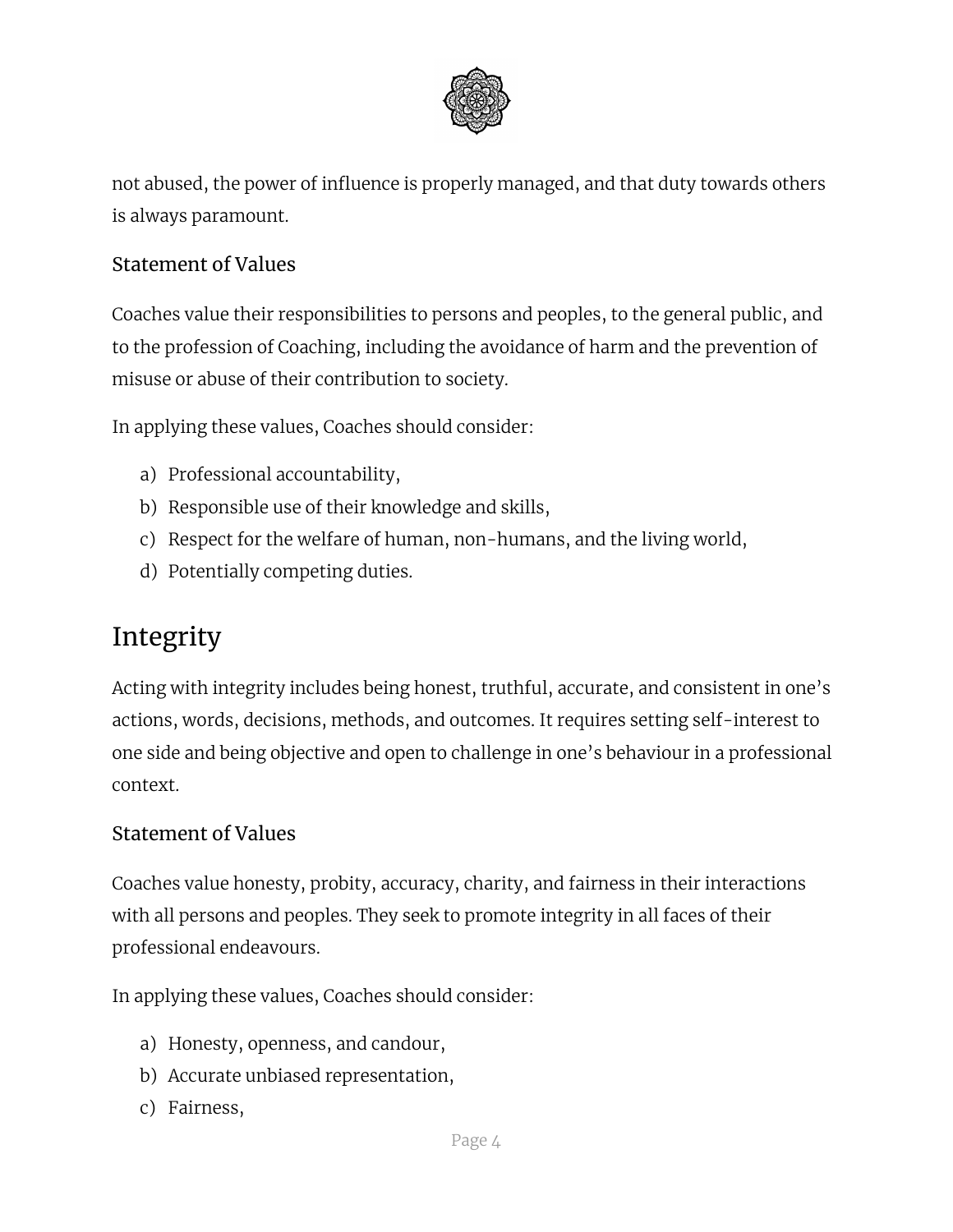not abused, the power of influence is properly managed, and that duty towards others is always paramount.

### Statement of Values

Coaches value their responsibilities to persons and peoples, to the general public, and to the profession of Coaching, including the avoidance of harm and the prevention of misuse or abuse of their contribution to society.

In applying these values, Coaches should consider:

a) Professional accountability,
b) Responsible use of their knowledge and skills,
c) Respect for the welfare of human, non-humans, and the living world,
d) Potentially competing duties.

## Integrity

Acting with integrity includes being honest, truthful, accurate, and consistent in one's actions, words, decisions, methods, and outcomes. It requires setting self-interest to one side and being objective and open to challenge in one's behaviour in a professional context.

### Statement of Values

Coaches value honesty, probity, accuracy, charity, and fairness in their interactions with all persons and peoples. They seek to promote integrity in all faces of their professional endeavours.

In applying these values, Coaches should consider:

a) Honesty, openness, and candour,
b) Accurate unbiased representation,
c) Fairness,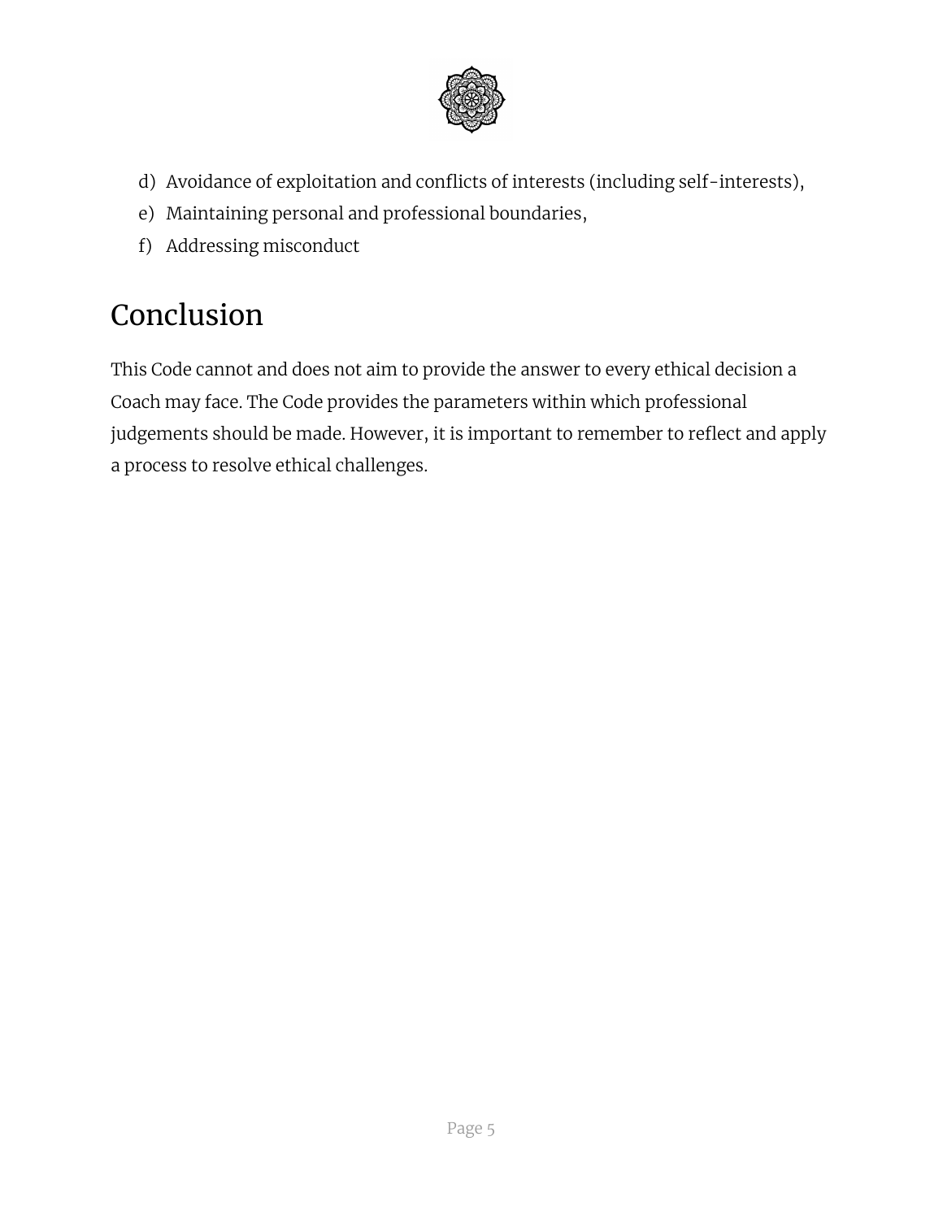d) Avoidance of exploitation and conflicts of interests (including self-interests),
e) Maintaining personal and professional boundaries,
f) Addressing misconduct

## Conclusion

This Code cannot and does not aim to provide the answer to every ethical decision a Coach may face. The Code provides the parameters within which professional judgements should be made. However, it is important to remember to reflect and apply a process to resolve ethical challenges.